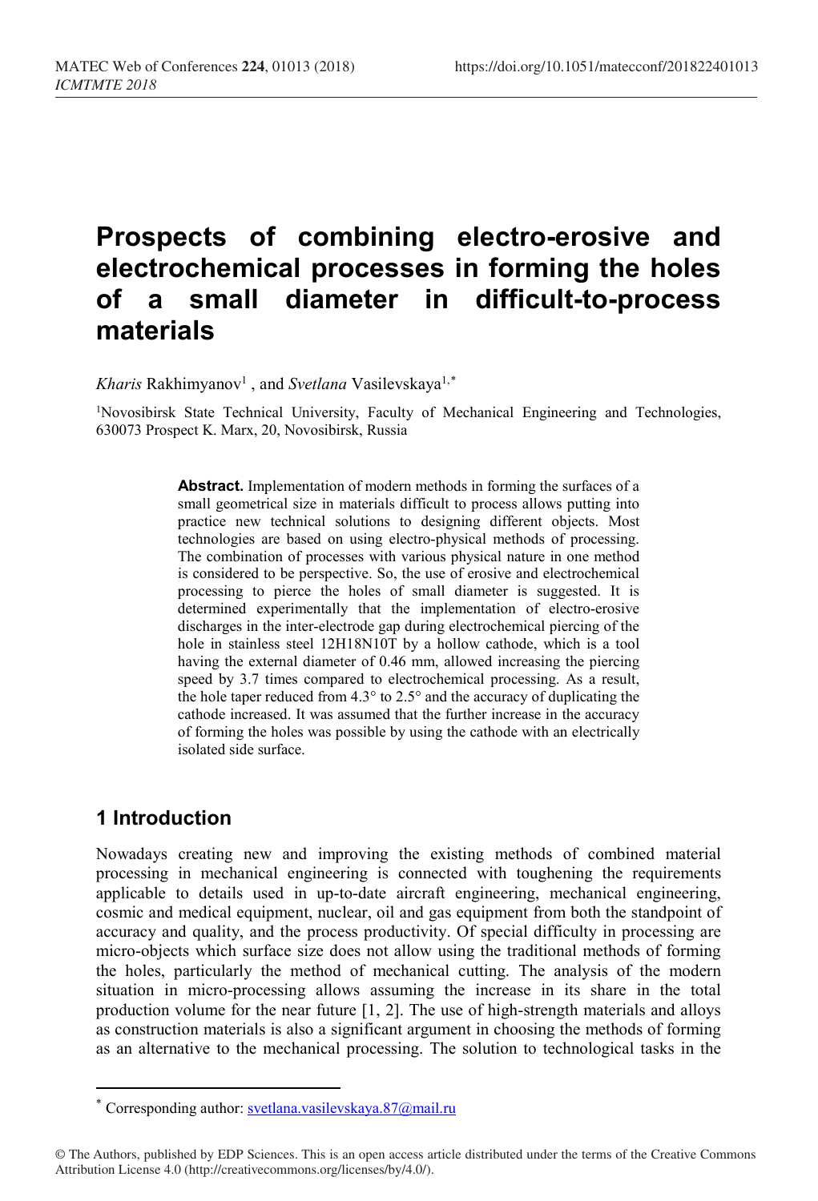# Prospects of combining electro-erosive and electrochemical processes in forming the holes of a small diameter in difficult-to-process materials

*Kharis* Rakhimyanov[1] , and *Svetlana* Vasilevskaya[1,*]

[1]Novosibirsk State Technical University, Faculty of Mechanical Engineering and Technologies, 630073 Prospect K. Marx, 20, Novosibirsk, Russia

**Abstract.** Implementation of modern methods in forming the surfaces of a small geometrical size in materials difficult to process allows putting into practice new technical solutions to designing different objects. Most technologies are based on using electro-physical methods of processing. The combination of processes with various physical nature in one method is considered to be perspective. So, the use of erosive and electrochemical processing to pierce the holes of small diameter is suggested. It is determined experimentally that the implementation of electro-erosive discharges in the inter-electrode gap during electrochemical piercing of the hole in stainless steel 12H18N10T by a hollow cathode, which is a tool having the external diameter of 0.46 mm, allowed increasing the piercing speed by 3.7 times compared to electrochemical processing. As a result, the hole taper reduced from 4.3° to 2.5° and the accuracy of duplicating the cathode increased. It was assumed that the further increase in the accuracy of forming the holes was possible by using the cathode with an electrically isolated side surface.

## 1 Introduction

Nowadays creating new and improving the existing methods of combined material processing in mechanical engineering is connected with toughening the requirements applicable to details used in up-to-date aircraft engineering, mechanical engineering, cosmic and medical equipment, nuclear, oil and gas equipment from both the standpoint of accuracy and quality, and the process productivity. Of special difficulty in processing are micro-objects which surface size does not allow using the traditional methods of forming the holes, particularly the method of mechanical cutting. The analysis of the modern situation in micro-processing allows assuming the increase in its share in the total production volume for the near future [1, 2]. The use of high-strength materials and alloys as construction materials is also a significant argument in choosing the methods of forming as an alternative to the mechanical processing. The solution to technological tasks in the

* Corresponding author: svetlana.vasilevskaya.87@mail.ru

© The Authors, published by EDP Sciences. This is an open access article distributed under the terms of the Creative Commons Attribution License 4.0 (http://creativecommons.org/licenses/by/4.0/).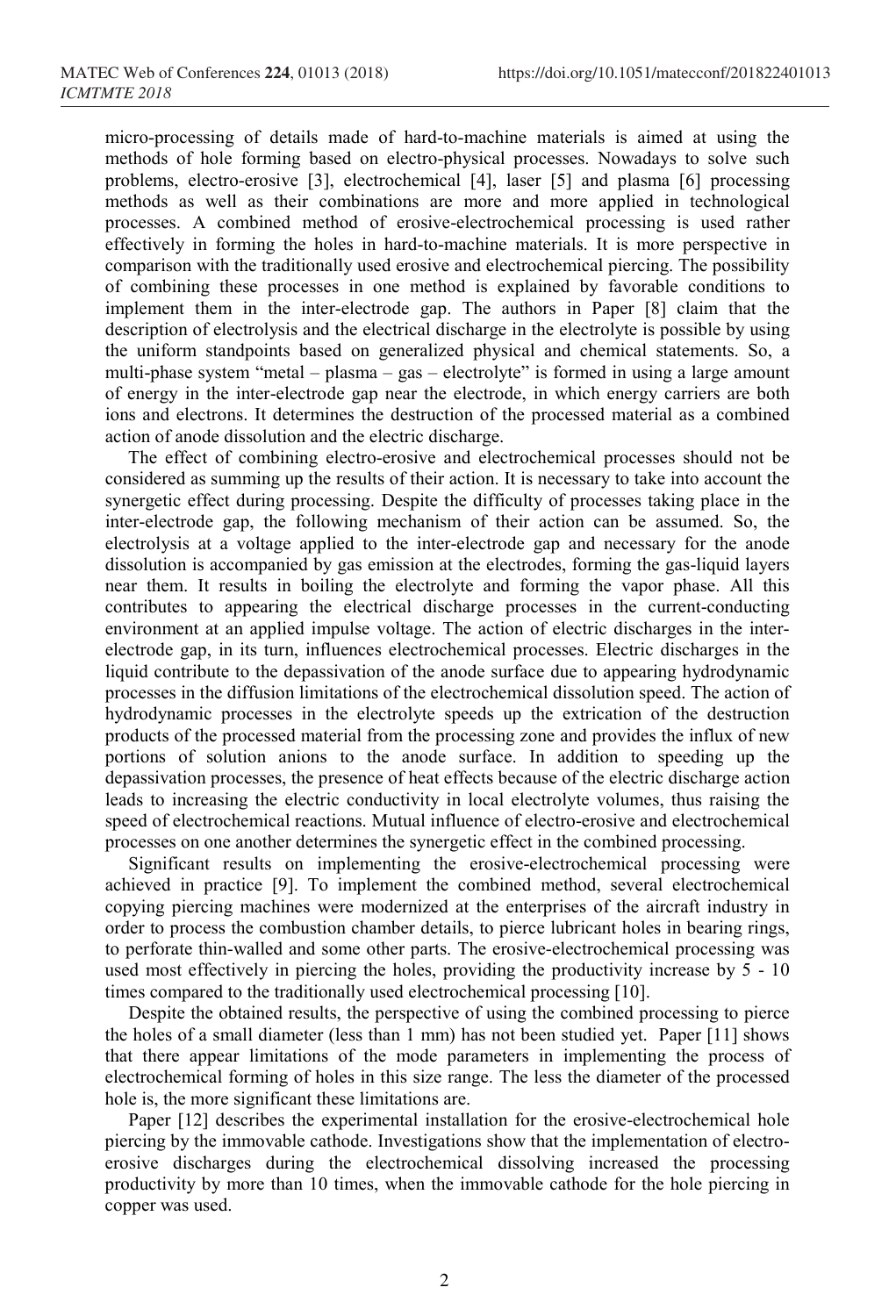micro-processing of details made of hard-to-machine materials is aimed at using the methods of hole forming based on electro-physical processes. Nowadays to solve such problems, electro-erosive [3], electrochemical [4], laser [5] and plasma [6] processing methods as well as their combinations are more and more applied in technological processes. A combined method of erosive-electrochemical processing is used rather effectively in forming the holes in hard-to-machine materials. It is more perspective in comparison with the traditionally used erosive and electrochemical piercing. The possibility of combining these processes in one method is explained by favorable conditions to implement them in the inter-electrode gap. The authors in Paper [8] claim that the description of electrolysis and the electrical discharge in the electrolyte is possible by using the uniform standpoints based on generalized physical and chemical statements. So, a multi-phase system "metal – plasma – gas – electrolyte" is formed in using a large amount of energy in the inter-electrode gap near the electrode, in which energy carriers are both ions and electrons. It determines the destruction of the processed material as a combined action of anode dissolution and the electric discharge.

The effect of combining electro-erosive and electrochemical processes should not be considered as summing up the results of their action. It is necessary to take into account the synergetic effect during processing. Despite the difficulty of processes taking place in the inter-electrode gap, the following mechanism of their action can be assumed. So, the electrolysis at a voltage applied to the inter-electrode gap and necessary for the anode dissolution is accompanied by gas emission at the electrodes, forming the gas-liquid layers near them. It results in boiling the electrolyte and forming the vapor phase. All this contributes to appearing the electrical discharge processes in the current-conducting environment at an applied impulse voltage. The action of electric discharges in the inter-electrode gap, in its turn, influences electrochemical processes. Electric discharges in the liquid contribute to the depassivation of the anode surface due to appearing hydrodynamic processes in the diffusion limitations of the electrochemical dissolution speed. The action of hydrodynamic processes in the electrolyte speeds up the extrication of the destruction products of the processed material from the processing zone and provides the influx of new portions of solution anions to the anode surface. In addition to speeding up the depassivation processes, the presence of heat effects because of the electric discharge action leads to increasing the electric conductivity in local electrolyte volumes, thus raising the speed of electrochemical reactions. Mutual influence of electro-erosive and electrochemical processes on one another determines the synergetic effect in the combined processing.

Significant results on implementing the erosive-electrochemical processing were achieved in practice [9]. To implement the combined method, several electrochemical copying piercing machines were modernized at the enterprises of the aircraft industry in order to process the combustion chamber details, to pierce lubricant holes in bearing rings, to perforate thin-walled and some other parts. The erosive-electrochemical processing was used most effectively in piercing the holes, providing the productivity increase by 5 - 10 times compared to the traditionally used electrochemical processing [10].

Despite the obtained results, the perspective of using the combined processing to pierce the holes of a small diameter (less than 1 mm) has not been studied yet. Paper [11] shows that there appear limitations of the mode parameters in implementing the process of electrochemical forming of holes in this size range. The less the diameter of the processed hole is, the more significant these limitations are.

Paper [12] describes the experimental installation for the erosive-electrochemical hole piercing by the immovable cathode. Investigations show that the implementation of electro-erosive discharges during the electrochemical dissolving increased the processing productivity by more than 10 times, when the immovable cathode for the hole piercing in copper was used.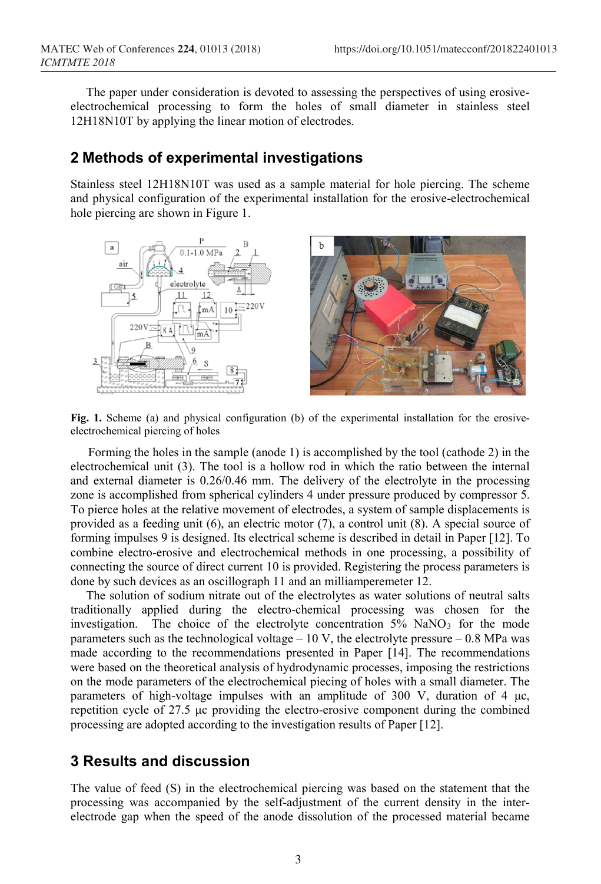The paper under consideration is devoted to assessing the perspectives of using erosive-electrochemical processing to form the holes of small diameter in stainless steel 12H18N10T by applying the linear motion of electrodes.

## 2 Methods of experimental investigations

Stainless steel 12H18N10T was used as a sample material for hole piercing. The scheme and physical configuration of the experimental installation for the erosive-electrochemical hole piercing are shown in Figure 1.

**Fig. 1.** Scheme (a) and physical configuration (b) of the experimental installation for the erosive-electrochemical piercing of holes

Forming the holes in the sample (anode 1) is accomplished by the tool (cathode 2) in the electrochemical unit (3). The tool is a hollow rod in which the ratio between the internal and external diameter is 0.26/0.46 mm. The delivery of the electrolyte in the processing zone is accomplished from spherical cylinders 4 under pressure produced by compressor 5. To pierce holes at the relative movement of electrodes, a system of sample displacements is provided as a feeding unit (6), an electric motor (7), a control unit (8). A special source of forming impulses 9 is designed. Its electrical scheme is described in detail in Paper [12]. To combine electro-erosive and electrochemical methods in one processing, a possibility of connecting the source of direct current 10 is provided. Registering the process parameters is done by such devices as an oscillograph 11 and an milliamperemeter 12.

The solution of sodium nitrate out of the electrolytes as water solutions of neutral salts traditionally applied during the electro-chemical processing was chosen for the investigation. The choice of the electrolyte concentration 5% $NaNO_3$ for the mode parameters such as the technological voltage – 10 V, the electrolyte pressure – 0.8 MPa was made according to the recommendations presented in Paper [14]. The recommendations were based on the theoretical analysis of hydrodynamic processes, imposing the restrictions on the mode parameters of the electrochemical piecing of holes with a small diameter. The parameters of high-voltage impulses with an amplitude of 300 V, duration of 4 μc, repetition cycle of 27.5 μc providing the electro-erosive component during the combined processing are adopted according to the investigation results of Paper [12].

## 3 Results and discussion

The value of feed (S) in the electrochemical piercing was based on the statement that the processing was accompanied by the self-adjustment of the current density in the inter-electrode gap when the speed of the anode dissolution of the processed material became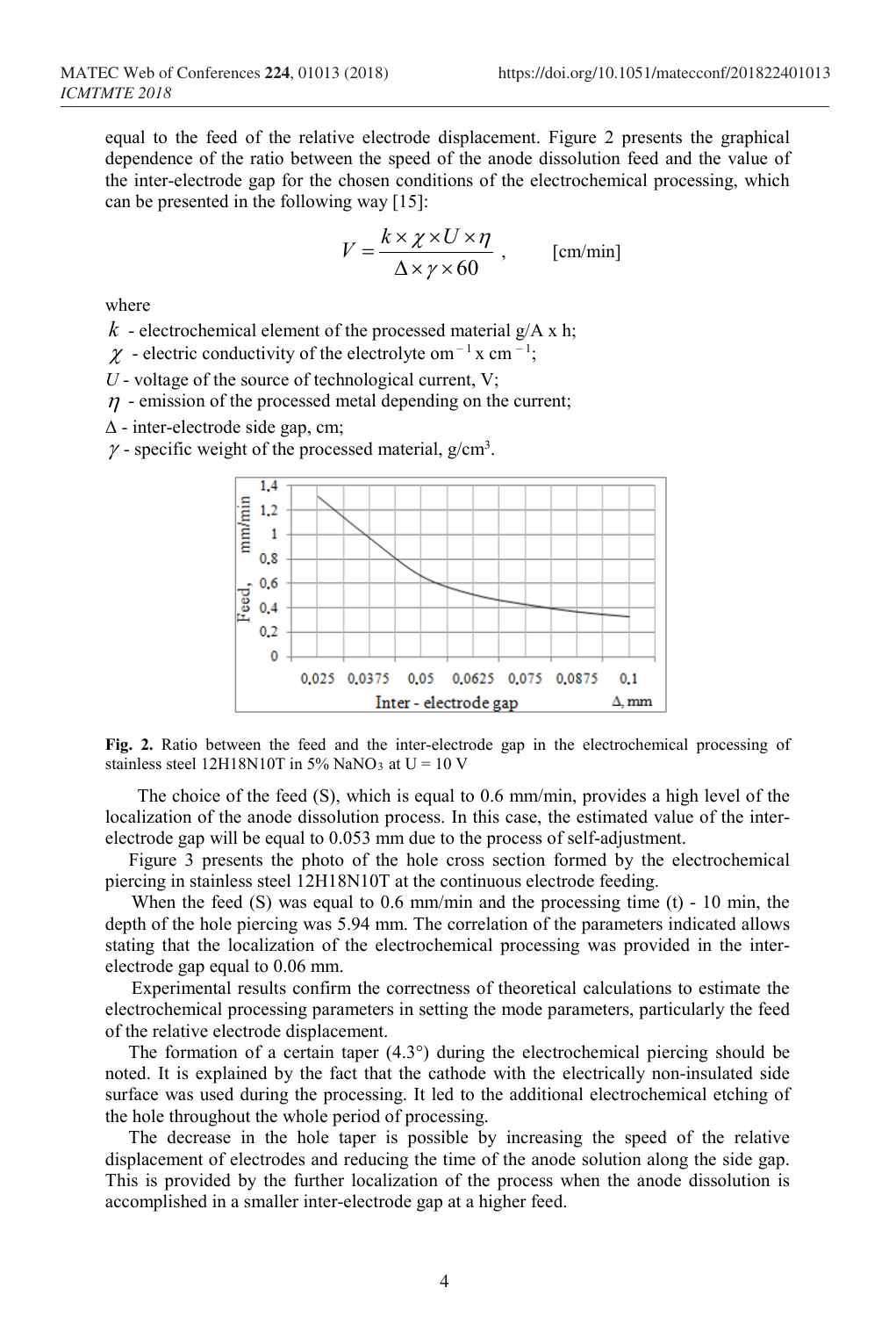equal to the feed of the relative electrode displacement. Figure 2 presents the graphical dependence of the ratio between the speed of the anode dissolution feed and the value of the inter-electrode gap for the chosen conditions of the electrochemical processing, which can be presented in the following way [15]:

$$V = \frac{k \times \chi \times U \times \eta}{\Delta \times \gamma \times 60}, \qquad \text{[cm/min]}$$

where

$k$ - electrochemical element of the processed material g/A x h;

$\chi$ - electric conductivity of the electrolyte om$^{-1}$ x cm$^{-1}$;

$U$ - voltage of the source of technological current, V;

$\eta$ - emission of the processed metal depending on the current;

$\Delta$ - inter-electrode side gap, cm;

$\gamma$ - specific weight of the processed material, g/cm$^3$.

**Fig. 2.** Ratio between the feed and the inter-electrode gap in the electrochemical processing of stainless steel 12H18N10T in 5% $NaNO_3$ at U = 10 V

The choice of the feed (S), which is equal to 0.6 mm/min, provides a high level of the localization of the anode dissolution process. In this case, the estimated value of the inter-electrode gap will be equal to 0.053 mm due to the process of self-adjustment.

Figure 3 presents the photo of the hole cross section formed by the electrochemical piercing in stainless steel 12H18N10T at the continuous electrode feeding.

When the feed (S) was equal to 0.6 mm/min and the processing time (t) - 10 min, the depth of the hole piercing was 5.94 mm. The correlation of the parameters indicated allows stating that the localization of the electrochemical processing was provided in the inter-electrode gap equal to 0.06 mm.

Experimental results confirm the correctness of theoretical calculations to estimate the electrochemical processing parameters in setting the mode parameters, particularly the feed of the relative electrode displacement.

The formation of a certain taper (4.3°) during the electrochemical piercing should be noted. It is explained by the fact that the cathode with the electrically non-insulated side surface was used during the processing. It led to the additional electrochemical etching of the hole throughout the whole period of processing.

The decrease in the hole taper is possible by increasing the speed of the relative displacement of electrodes and reducing the time of the anode solution along the side gap. This is provided by the further localization of the process when the anode dissolution is accomplished in a smaller inter-electrode gap at a higher feed.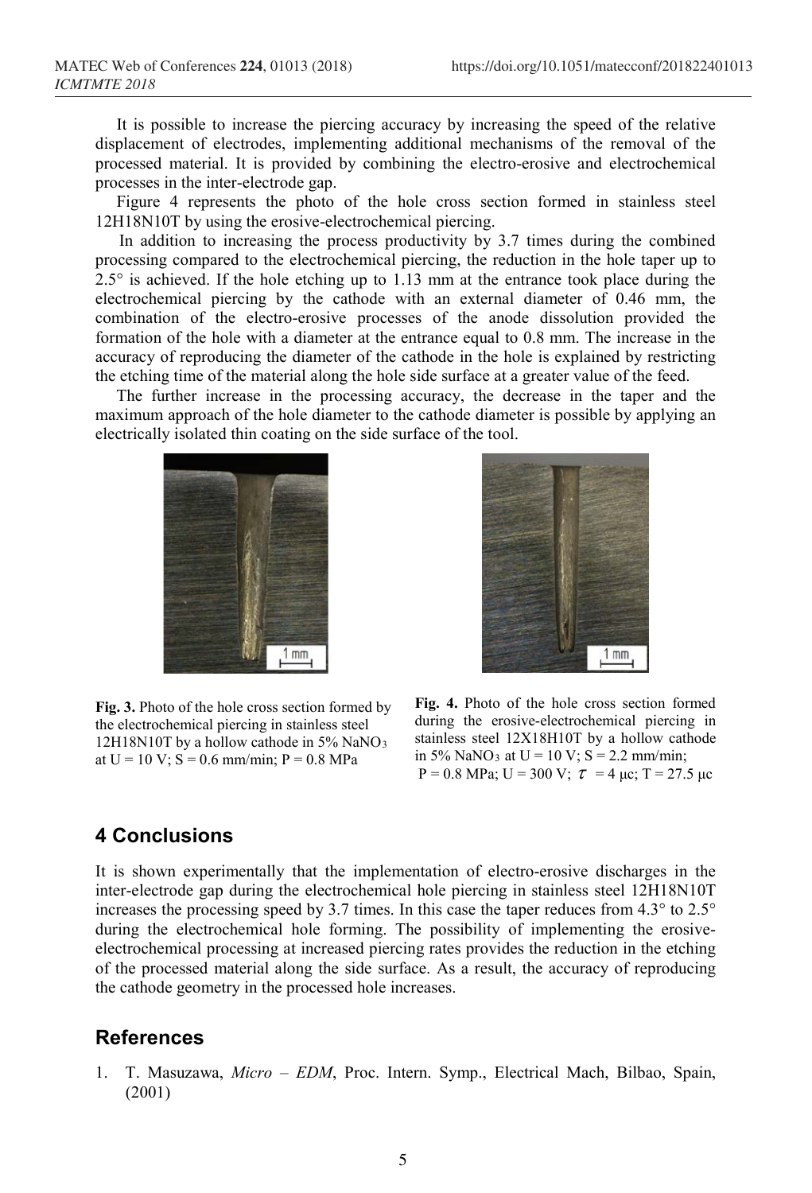It is possible to increase the piercing accuracy by increasing the speed of the relative displacement of electrodes, implementing additional mechanisms of the removal of the processed material. It is provided by combining the electro-erosive and electrochemical processes in the inter-electrode gap.

Figure 4 represents the photo of the hole cross section formed in stainless steel 12H18N10T by using the erosive-electrochemical piercing.

In addition to increasing the process productivity by 3.7 times during the combined processing compared to the electrochemical piercing, the reduction in the hole taper up to 2.5° is achieved. If the hole etching up to 1.13 mm at the entrance took place during the electrochemical piercing by the cathode with an external diameter of 0.46 mm, the combination of the electro-erosive processes of the anode dissolution provided the formation of the hole with a diameter at the entrance equal to 0.8 mm. The increase in the accuracy of reproducing the diameter of the cathode in the hole is explained by restricting the etching time of the material along the hole side surface at a greater value of the feed.

The further increase in the processing accuracy, the decrease in the taper and the maximum approach of the hole diameter to the cathode diameter is possible by applying an electrically isolated thin coating on the side surface of the tool.

**Fig. 3.** Photo of the hole cross section formed by the electrochemical piercing in stainless steel 12H18N10T by a hollow cathode in 5% $NaNO_3$ at U = 10 V; S = 0.6 mm/min; P = 0.8 MPa

**Fig. 4.** Photo of the hole cross section formed during the erosive-electrochemical piercing in stainless steel 12X18H10T by a hollow cathode in 5% $NaNO_3$ at U = 10 V; S = 2.2 mm/min; P = 0.8 MPa; U = 300 V; $\tau$ = 4 μc; T = 27.5 μc

## 4 Conclusions

It is shown experimentally that the implementation of electro-erosive discharges in the inter-electrode gap during the electrochemical hole piercing in stainless steel 12H18N10T increases the processing speed by 3.7 times. In this case the taper reduces from 4.3° to 2.5° during the electrochemical hole forming. The possibility of implementing the erosive-electrochemical processing at increased piercing rates provides the reduction in the etching of the processed material along the side surface. As a result, the accuracy of reproducing the cathode geometry in the processed hole increases.

## References

1. T. Masuzawa, *Micro – EDM*, Proc. Intern. Symp., Electrical Mach, Bilbao, Spain, (2001)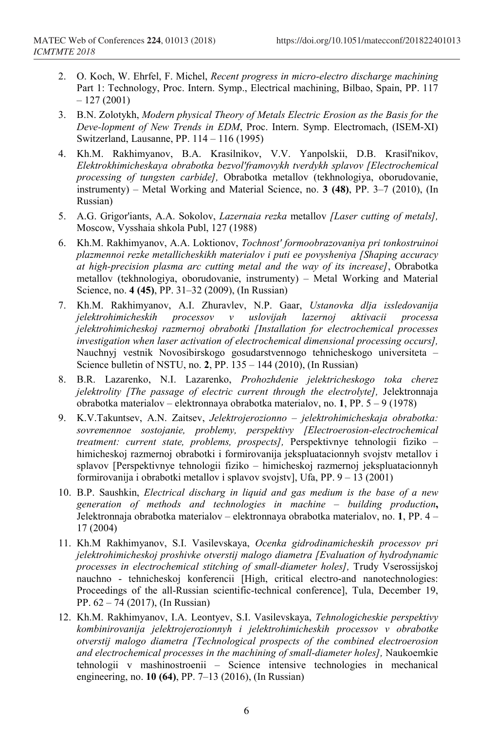2. O. Koch, W. Ehrfel, F. Michel, *Recent progress in micro-electro discharge machining* Part 1: Technology, Proc. Intern. Symp., Electrical machining, Bilbao, Spain, PP. 117 – 127 (2001)
3. B.N. Zolotykh, *Modern physical Theory of Metals Electric Erosion as the Basis for the Deve-lopment of New Trends in EDM*, Proc. Intern. Symp. Electromach, (ISEM-XI) Switzerland, Lausanne, PP. 114 – 116 (1995)
4. Kh.M. Rakhimyanov, B.A. Krasilnikov, V.V. Yanpolskii, D.B. Krasil'nikov, *Elektrokhimicheskaya obrabotka bezvol'framovykh tverdykh splavov [Electrochemical processing of tungsten carbide],* Obrabotka metallov (tekhnologiya, oborudovanie, instrumenty) – Metal Working and Material Science, no. **3 (48)**, PP. 3–7 (2010), (In Russian)
5. A.G. Grigor'iants, A.A. Sokolov, *Lazernaia rezka* metallov *[Laser cutting of metals],* Moscow, Vysshaia shkola Publ, 127 (1988)
6. Kh.M. Rakhimyanov, A.A. Loktionov, *Tochnost' formoobrazovaniya pri tonkostruinoi plazmennoi rezke metallicheskikh materialov i puti ee povysheniya [Shaping accuracy at high-precision plasma arc cutting metal and the way of its increase]*, Obrabotka metallov (tekhnologiya, oborudovanie, instrumenty) – Metal Working and Material Science, no. **4 (45)**, PP. 31–32 (2009), (In Russian)
7. Kh.M. Rakhimyanov, A.I. Zhuravlev, N.P. Gaar, *Ustanovka dlja issledovanija jelektrohimicheskih processov v uslovijah lazernoj aktivacii processa jelektrohimicheskoj razmernoj obrabotki [Installation for electrochemical processes investigation when laser activation of electrochemical dimensional processing occurs],* Nauchnyj vestnik Novosibirskogo gosudarstvennogo tehnicheskogo universiteta – Science bulletin of NSTU, no. **2**, PP. 135 – 144 (2010), (In Russian)
8. B.R. Lazarenko, N.I. Lazarenko, *Prohozhdenie jelektricheskogo toka cherez jelektrolity [The passage of electric current through the electrolyte],* Jelektronnaja obrabotka materialov – elektronnaya obrabotka materialov, no. **1**, PP. 5 – 9 (1978)
9. K.V.Takuntsev, A.N. Zaitsev, *Jelektrojerozionno – jelektrohimicheskaja obrabotka: sovremennoe sostojanie, problemy, perspektivy [Electroerosion-electrochemical treatment: current state, problems, prospects],* Perspektivnye tehnologii fiziko – himicheskoj razmernoj obrabotki i formirovanija jekspluatacionnyh svojstv metallov i splavov [Perspektivnye tehnologii fiziko – himicheskoj razmernoj jekspluatacionnyh formirovanija i obrabotki metallov i splavov svojstv], Ufa, PP. 9 – 13 (2001)
10. B.P. Saushkin, *Electrical discharg in liquid and gas medium is the base of a new generation of methods and technologies in machine – building production***,** Jelektronnaja obrabotka materialov – elektronnaya obrabotka materialov, no. **1**, PP. 4 – 17 (2004)
11. Kh.M Rakhimyanov, S.I. Vasilevskaya, *Ocenka gidrodinamicheskih processov pri jelektrohimicheskoj proshivke otverstij malogo diametra [Evaluation of hydrodynamic processes in electrochemical stitching of small-diameter holes],* Trudy Vserossijskoj nauchno - tehnicheskoj konferencii [High, critical electro-and nanotechnologies: Proceedings of the all-Russian scientific-technical conference], Tula, December 19, PP. 62 – 74 (2017), (In Russian)
12. Kh.M. Rakhimyanov, I.A. Leontyev, S.I. Vasilevskaya, *Tehnologicheskie perspektivy kombinirovanija jelektrojerozionnyh i jelektrohimicheskih processov v obrabotke otverstij malogo diametra [Technological prospects of the combined electroerosion and electrochemical processes in the machining of small-diameter holes],* Naukoemkie tehnologii v mashinostroenii – Science intensive technologies in mechanical engineering, no. **10 (64)**, PP. 7–13 (2016), (In Russian)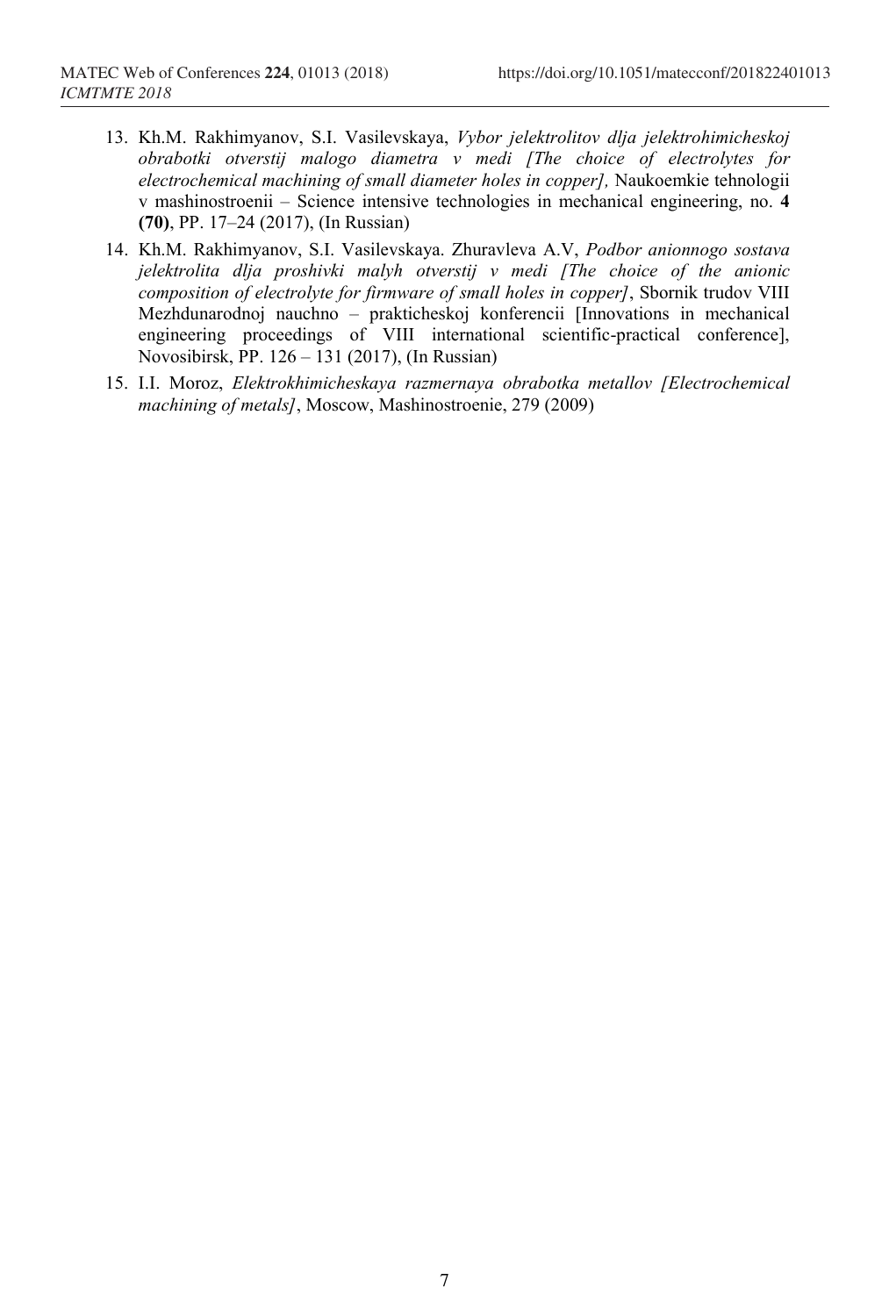13. Kh.M. Rakhimyanov, S.I. Vasilevskaya, *Vybor jelektrolitov dlja jelektrohimicheskoj obrabotki otverstij malogo diametra v medi [The choice of electrolytes for electrochemical machining of small diameter holes in copper],* Naukoemkie tehnologii v mashinostroenii – Science intensive technologies in mechanical engineering, no. **4 (70)**, PP. 17–24 (2017), (In Russian)
14. Kh.M. Rakhimyanov, S.I. Vasilevskaya. Zhuravleva A.V, *Podbor anionnogo sostava jelektrolita dlja proshivki malyh otverstij v medi [The choice of the anionic composition of electrolyte for firmware of small holes in copper]*, Sbornik trudov VIII Mezhdunarodnoj nauchno – prakticheskoj konferencii [Innovations in mechanical engineering proceedings of VIII international scientific-practical conference], Novosibirsk, PP. 126 – 131 (2017), (In Russian)
15. I.I. Moroz, *Elektrokhimicheskaya razmernaya obrabotka metallov [Electrochemical machining of metals]*, Moscow, Mashinostroenie, 279 (2009)